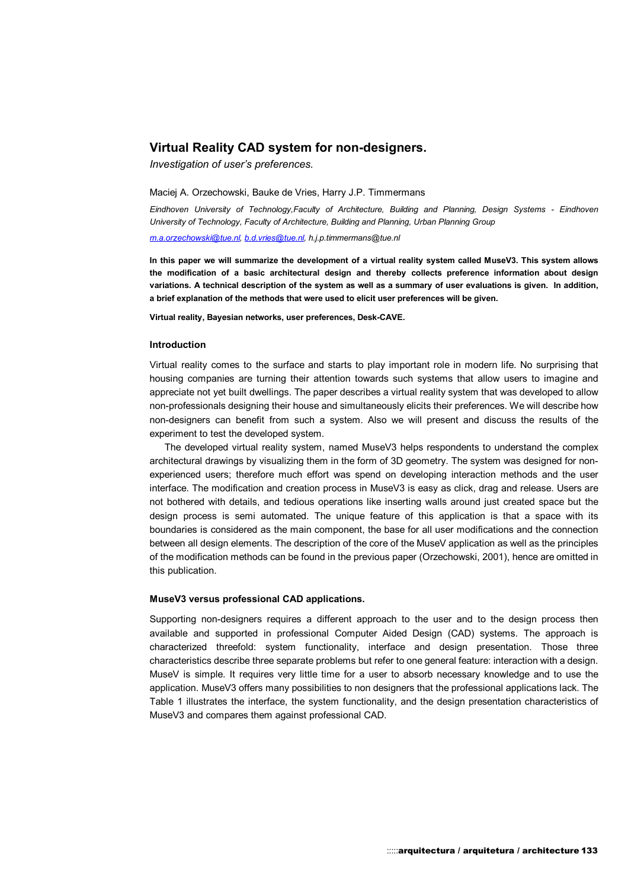# Virtual Reality CAD system for non-designers.

*Investigation of user's preferences.*

Maciej A. Orzechowski, Bauke de Vries, Harry J.P. Timmermans

*Eindhoven University of Technology,Faculty of Architecture, Building and Planning, Design Systems - Eindhoven University of Technology, Faculty of Architecture, Building and Planning, Urban Planning Group*

*m.a.orzechowski@tue.nl, b.d.vries@tue.nl, h.j.p.timmermans@tue.nl*

**In this paper we will summarize the development of a virtual reality system called MuseV3. This system allows the modification of a basic architectural design and thereby collects preference information about design variations. A technical description of the system as well as a summary of user evaluations is given. In addition, a brief explanation of the methods that were used to elicit user preferences will be given.**

**Virtual reality, Bayesian networks, user preferences, Desk-CAVE.**

### Introduction

Virtual reality comes to the surface and starts to play important role in modern life. No surprising that housing companies are turning their attention towards such systems that allow users to imagine and appreciate not yet built dwellings. The paper describes a virtual reality system that was developed to allow non-professionals designing their house and simultaneously elicits their preferences. We will describe how non-designers can benefit from such a system. Also we will present and discuss the results of the experiment to test the developed system.

The developed virtual reality system, named MuseV3 helps respondents to understand the complex architectural drawings by visualizing them in the form of 3D geometry. The system was designed for non-experienced users; therefore much effort was spend on developing interaction methods and the user interface. The modification and creation process in MuseV3 is easy as click, drag and release. Users are not bothered with details, and tedious operations like inserting walls around just created space but the design process is semi automated. The unique feature of this application is that a space with its boundaries is considered as the main component, the base for all user modifications and the connection between all design elements. The description of the core of the MuseV application as well as the principles of the modification methods can be found in the previous paper (Orzechowski, 2001), hence are omitted in this publication.

### MuseV3 versus professional CAD applications.

Supporting non-designers requires a different approach to the user and to the design process then available and supported in professional Computer Aided Design (CAD) systems. The approach is characterized threefold: system functionality, interface and design presentation. Those three characteristics describe three separate problems but refer to one general feature: interaction with a design. MuseV is simple. It requires very little time for a user to absorb necessary knowledge and to use the application. MuseV3 offers many possibilities to non designers that the professional applications lack. The Table 1 illustrates the interface, the system functionality, and the design presentation characteristics of MuseV3 and compares them against professional CAD.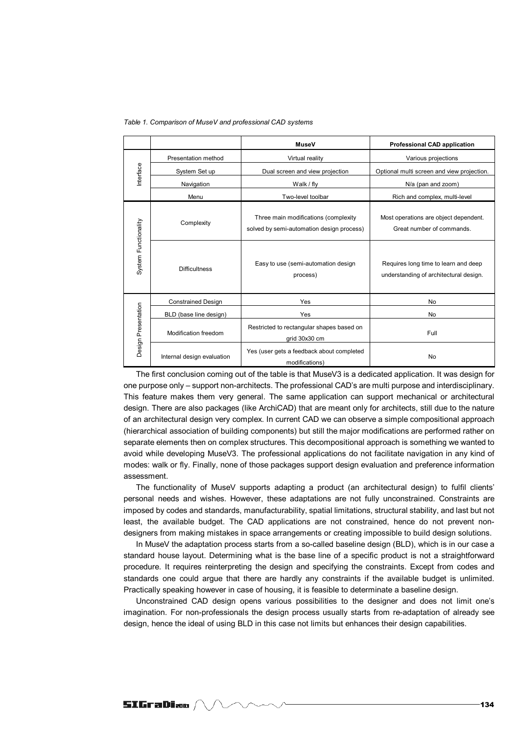*Table 1. Comparison of MuseV and professional CAD systems*

| | | MuseV | Professional CAD application |
|---|---|---|---|
| Interface | Presentation method | Virtual reality | Various projections |
| | System Set up | Dual screen and view projection | Optional multi screen and view projection. |
| | Navigation | Walk / fly | N/a (pan and zoom) |
| | Menu | Two-level toolbar | Rich and complex, multi-level |
| System Functionality | Complexity | Three main modifications (complexity solved by semi-automation design process) | Most operations are object dependent. Great number of commands. |
| | Difficultness | Easy to use (semi-automation design process) | Requires long time to learn and deep understanding of architectural design. |
| Design Presentation | Constrained Design | Yes | No |
| | BLD (base line design) | Yes | No |
| | Modification freedom | Restricted to rectangular shapes based on grid 30x30 cm | Full |
| | Internal design evaluation | Yes (user gets a feedback about completed modifications) | No |

The first conclusion coming out of the table is that MuseV3 is a dedicated application. It was design for one purpose only – support non-architects. The professional CAD's are multi purpose and interdisciplinary. This feature makes them very general. The same application can support mechanical or architectural design. There are also packages (like ArchiCAD) that are meant only for architects, still due to the nature of an architectural design very complex. In current CAD we can observe a simple compositional approach (hierarchical association of building components) but still the major modifications are performed rather on separate elements then on complex structures. This decompositional approach is something we wanted to avoid while developing MuseV3. The professional applications do not facilitate navigation in any kind of modes: walk or fly. Finally, none of those packages support design evaluation and preference information assessment.

The functionality of MuseV supports adapting a product (an architectural design) to fulfil clients' personal needs and wishes. However, these adaptations are not fully unconstrained. Constraints are imposed by codes and standards, manufacturability, spatial limitations, structural stability, and last but not least, the available budget. The CAD applications are not constrained, hence do not prevent non-designers from making mistakes in space arrangements or creating impossible to build design solutions.

In MuseV the adaptation process starts from a so-called baseline design (BLD), which is in our case a standard house layout. Determining what is the base line of a specific product is not a straightforward procedure. It requires reinterpreting the design and specifying the constraints. Except from codes and standards one could argue that there are hardly any constraints if the available budget is unlimited. Practically speaking however in case of housing, it is feasible to determinate a baseline design.

Unconstrained CAD design opens various possibilities to the designer and does not limit one's imagination. For non-professionals the design process usually starts from re-adaptation of already see design, hence the ideal of using BLD in this case not limits but enhances their design capabilities.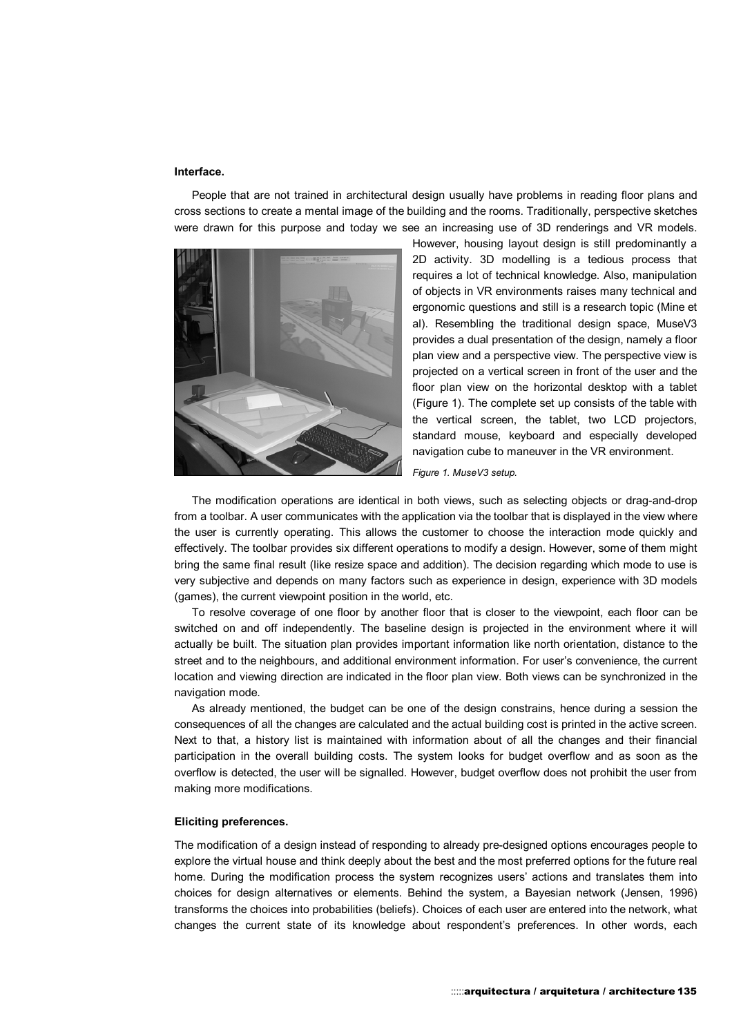**Interface.**

People that are not trained in architectural design usually have problems in reading floor plans and cross sections to create a mental image of the building and the rooms. Traditionally, perspective sketches were drawn for this purpose and today we see an increasing use of 3D renderings and VR models. However, housing layout design is still predominantly a 2D activity. 3D modelling is a tedious process that requires a lot of technical knowledge. Also, manipulation of objects in VR environments raises many technical and ergonomic questions and still is a research topic (Mine et al). Resembling the traditional design space, MuseV3 provides a dual presentation of the design, namely a floor plan view and a perspective view. The perspective view is projected on a vertical screen in front of the user and the floor plan view on the horizontal desktop with a tablet (Figure 1). The complete set up consists of the table with the vertical screen, the tablet, two LCD projectors, standard mouse, keyboard and especially developed navigation cube to maneuver in the VR environment.

*Figure 1. MuseV3 setup.*

The modification operations are identical in both views, such as selecting objects or drag-and-drop from a toolbar. A user communicates with the application via the toolbar that is displayed in the view where the user is currently operating. This allows the customer to choose the interaction mode quickly and effectively. The toolbar provides six different operations to modify a design. However, some of them might bring the same final result (like resize space and addition). The decision regarding which mode to use is very subjective and depends on many factors such as experience in design, experience with 3D models (games), the current viewpoint position in the world, etc.

To resolve coverage of one floor by another floor that is closer to the viewpoint, each floor can be switched on and off independently. The baseline design is projected in the environment where it will actually be built. The situation plan provides important information like north orientation, distance to the street and to the neighbours, and additional environment information. For user's convenience, the current location and viewing direction are indicated in the floor plan view. Both views can be synchronized in the navigation mode.

As already mentioned, the budget can be one of the design constrains, hence during a session the consequences of all the changes are calculated and the actual building cost is printed in the active screen. Next to that, a history list is maintained with information about of all the changes and their financial participation in the overall building costs. The system looks for budget overflow and as soon as the overflow is detected, the user will be signalled. However, budget overflow does not prohibit the user from making more modifications.

**Eliciting preferences.**

The modification of a design instead of responding to already pre-designed options encourages people to explore the virtual house and think deeply about the best and the most preferred options for the future real home. During the modification process the system recognizes users' actions and translates them into choices for design alternatives or elements. Behind the system, a Bayesian network (Jensen, 1996) transforms the choices into probabilities (beliefs). Choices of each user are entered into the network, what changes the current state of its knowledge about respondent's preferences. In other words, each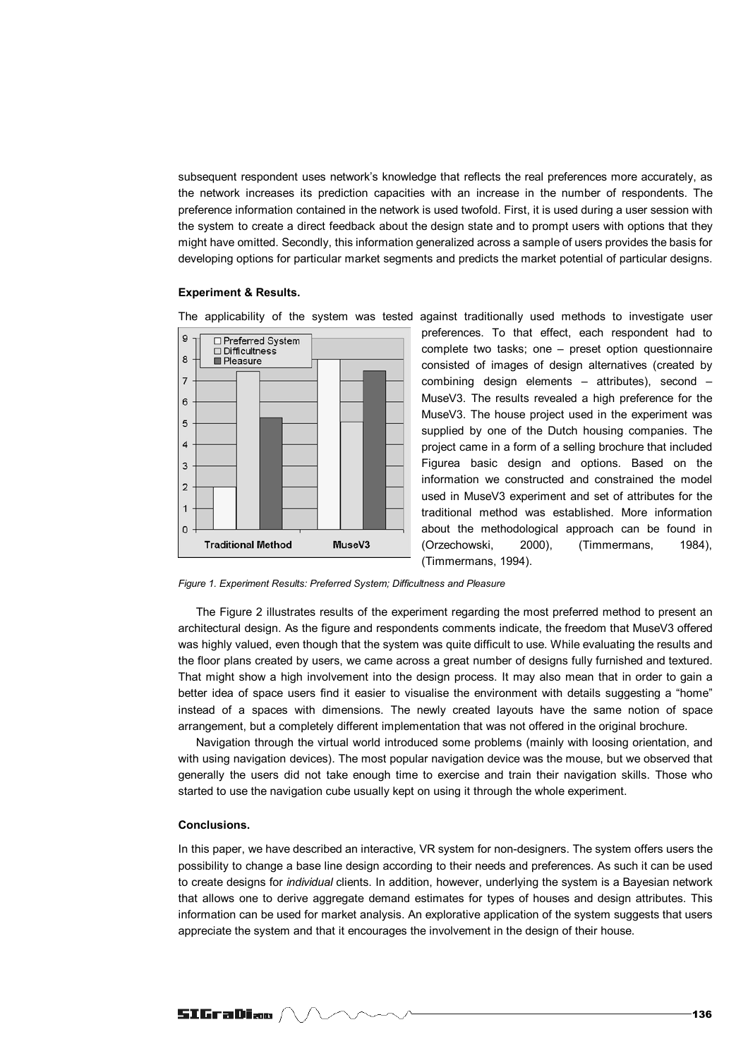subsequent respondent uses network's knowledge that reflects the real preferences more accurately, as the network increases its prediction capacities with an increase in the number of respondents. The preference information contained in the network is used twofold. First, it is used during a user session with the system to create a direct feedback about the design state and to prompt users with options that they might have omitted. Secondly, this information generalized across a sample of users provides the basis for developing options for particular market segments and predicts the market potential of particular designs.

**Experiment & Results.**

The applicability of the system was tested against traditionally used methods to investigate user preferences. To that effect, each respondent had to complete two tasks; one – preset option questionnaire consisted of images of design alternatives (created by combining design elements – attributes), second – MuseV3. The results revealed a high preference for the MuseV3. The house project used in the experiment was supplied by one of the Dutch housing companies. The project came in a form of a selling brochure that included Figurea basic design and options. Based on the information we constructed and constrained the model used in MuseV3 experiment and set of attributes for the traditional method was established. More information about the methodological approach can be found in (Orzechowski, 2000), (Timmermans, 1984), (Timmermans, 1994).

*Figure 1. Experiment Results: Preferred System; Difficultness and Pleasure*

The Figure 2 illustrates results of the experiment regarding the most preferred method to present an architectural design. As the figure and respondents comments indicate, the freedom that MuseV3 offered was highly valued, even though that the system was quite difficult to use. While evaluating the results and the floor plans created by users, we came across a great number of designs fully furnished and textured. That might show a high involvement into the design process. It may also mean that in order to gain a better idea of space users find it easier to visualise the environment with details suggesting a "home" instead of a spaces with dimensions. The newly created layouts have the same notion of space arrangement, but a completely different implementation that was not offered in the original brochure.

Navigation through the virtual world introduced some problems (mainly with loosing orientation, and with using navigation devices). The most popular navigation device was the mouse, but we observed that generally the users did not take enough time to exercise and train their navigation skills. Those who started to use the navigation cube usually kept on using it through the whole experiment.

**Conclusions.**

In this paper, we have described an interactive, VR system for non-designers. The system offers users the possibility to change a base line design according to their needs and preferences. As such it can be used to create designs for *individual* clients. In addition, however, underlying the system is a Bayesian network that allows one to derive aggregate demand estimates for types of houses and design attributes. This information can be used for market analysis. An explorative application of the system suggests that users appreciate the system and that it encourages the involvement in the design of their house.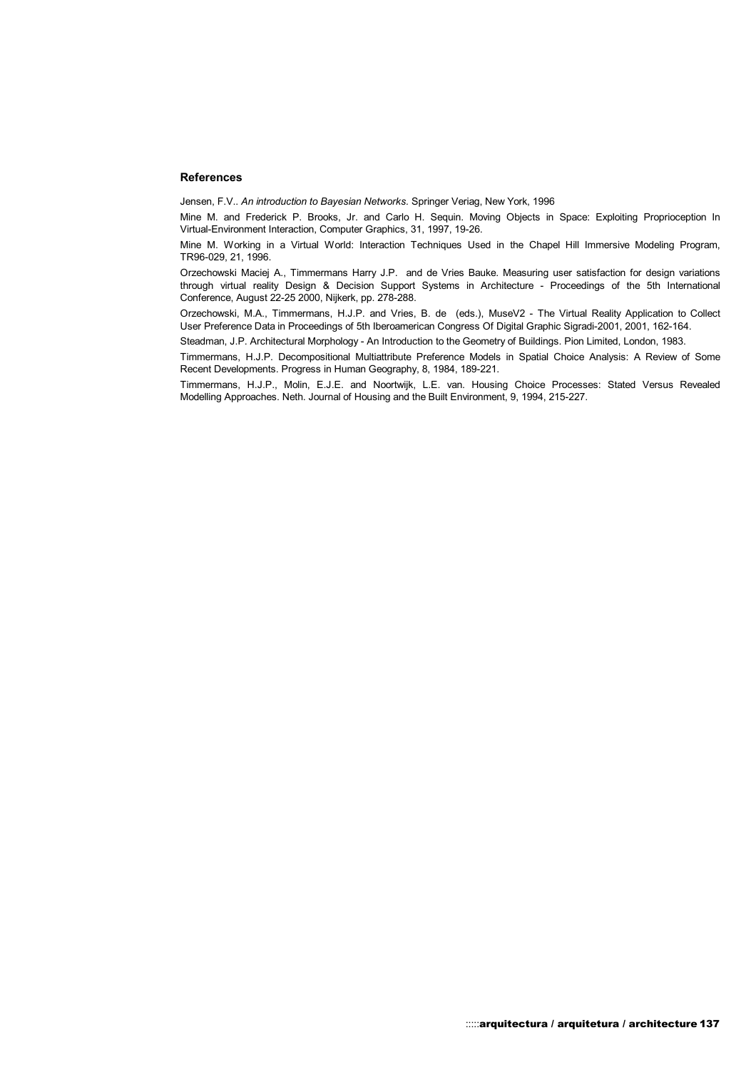### References

Jensen, F.V.. *An introduction to Bayesian Networks.* Springer Veriag, New York, 1996

Mine M. and Frederick P. Brooks, Jr. and Carlo H. Sequin. Moving Objects in Space: Exploiting Proprioception In Virtual-Environment Interaction, Computer Graphics, 31, 1997, 19-26.

Mine M. Working in a Virtual World: Interaction Techniques Used in the Chapel Hill Immersive Modeling Program, TR96-029, 21, 1996.

Orzechowski Maciej A., Timmermans Harry J.P. and de Vries Bauke. Measuring user satisfaction for design variations through virtual reality Design & Decision Support Systems in Architecture - Proceedings of the 5th International Conference, August 22-25 2000, Nijkerk, pp. 278-288.

Orzechowski, M.A., Timmermans, H.J.P. and Vries, B. de (eds.), MuseV2 - The Virtual Reality Application to Collect User Preference Data in Proceedings of 5th Iberoamerican Congress Of Digital Graphic Sigradi-2001, 2001, 162-164.

Steadman, J.P. Architectural Morphology - An Introduction to the Geometry of Buildings. Pion Limited, London, 1983.

Timmermans, H.J.P. Decompositional Multiattribute Preference Models in Spatial Choice Analysis: A Review of Some Recent Developments. Progress in Human Geography, 8, 1984, 189-221.

Timmermans, H.J.P., Molin, E.J.E. and Noortwijk, L.E. van. Housing Choice Processes: Stated Versus Revealed Modelling Approaches. Neth. Journal of Housing and the Built Environment, 9, 1994, 215-227.